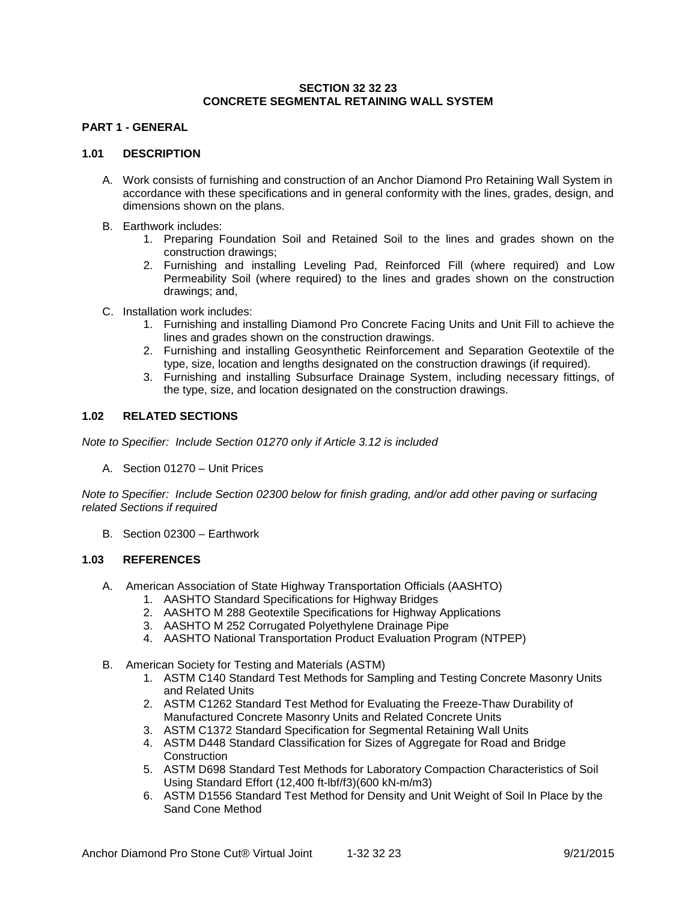# SECTION 32 32 23
# CONCRETE SEGMENTAL RETAINING WALL SYSTEM

## PART 1 - GENERAL

### 1.01 DESCRIPTION

A. Work consists of furnishing and construction of an Anchor Diamond Pro Retaining Wall System in accordance with these specifications and in general conformity with the lines, grades, design, and dimensions shown on the plans.

B. Earthwork includes:
   1. Preparing Foundation Soil and Retained Soil to the lines and grades shown on the construction drawings;
   2. Furnishing and installing Leveling Pad, Reinforced Fill (where required) and Low Permeability Soil (where required) to the lines and grades shown on the construction drawings; and,

C. Installation work includes:
   1. Furnishing and installing Diamond Pro Concrete Facing Units and Unit Fill to achieve the lines and grades shown on the construction drawings.
   2. Furnishing and installing Geosynthetic Reinforcement and Separation Geotextile of the type, size, location and lengths designated on the construction drawings (if required).
   3. Furnishing and installing Subsurface Drainage System, including necessary fittings, of the type, size, and location designated on the construction drawings.

### 1.02 RELATED SECTIONS

*Note to Specifier: Include Section 01270 only if Article 3.12 is included*

A. Section 01270 – Unit Prices

*Note to Specifier: Include Section 02300 below for finish grading, and/or add other paving or surfacing related Sections if required*

B. Section 02300 – Earthwork

### 1.03 REFERENCES

A. American Association of State Highway Transportation Officials (AASHTO)
   1. AASHTO Standard Specifications for Highway Bridges
   2. AASHTO M 288 Geotextile Specifications for Highway Applications
   3. AASHTO M 252 Corrugated Polyethylene Drainage Pipe
   4. AASHTO National Transportation Product Evaluation Program (NTPEP)

B. American Society for Testing and Materials (ASTM)
   1. ASTM C140 Standard Test Methods for Sampling and Testing Concrete Masonry Units and Related Units
   2. ASTM C1262 Standard Test Method for Evaluating the Freeze-Thaw Durability of Manufactured Concrete Masonry Units and Related Concrete Units
   3. ASTM C1372 Standard Specification for Segmental Retaining Wall Units
   4. ASTM D448 Standard Classification for Sizes of Aggregate for Road and Bridge Construction
   5. ASTM D698 Standard Test Methods for Laboratory Compaction Characteristics of Soil Using Standard Effort (12,400 ft-lbf/f3)(600 kN-m/m3)
   6. ASTM D1556 Standard Test Method for Density and Unit Weight of Soil In Place by the Sand Cone Method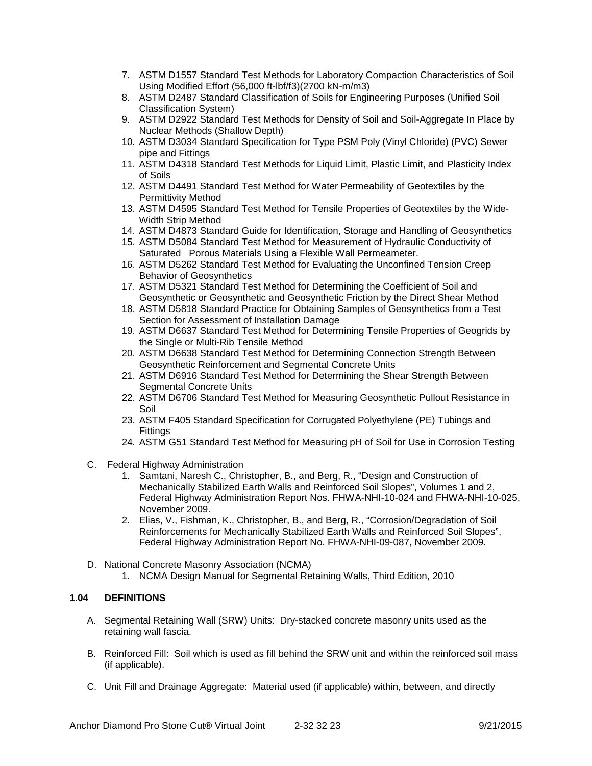7. ASTM D1557 Standard Test Methods for Laboratory Compaction Characteristics of Soil Using Modified Effort (56,000 ft-lbf/f3)(2700 kN-m/m3)
8. ASTM D2487 Standard Classification of Soils for Engineering Purposes (Unified Soil Classification System)
9. ASTM D2922 Standard Test Methods for Density of Soil and Soil-Aggregate In Place by Nuclear Methods (Shallow Depth)
10. ASTM D3034 Standard Specification for Type PSM Poly (Vinyl Chloride) (PVC) Sewer pipe and Fittings
11. ASTM D4318 Standard Test Methods for Liquid Limit, Plastic Limit, and Plasticity Index of Soils
12. ASTM D4491 Standard Test Method for Water Permeability of Geotextiles by the Permittivity Method
13. ASTM D4595 Standard Test Method for Tensile Properties of Geotextiles by the Wide-Width Strip Method
14. ASTM D4873 Standard Guide for Identification, Storage and Handling of Geosynthetics
15. ASTM D5084 Standard Test Method for Measurement of Hydraulic Conductivity of Saturated Porous Materials Using a Flexible Wall Permeameter.
16. ASTM D5262 Standard Test Method for Evaluating the Unconfined Tension Creep Behavior of Geosynthetics
17. ASTM D5321 Standard Test Method for Determining the Coefficient of Soil and Geosynthetic or Geosynthetic and Geosynthetic Friction by the Direct Shear Method
18. ASTM D5818 Standard Practice for Obtaining Samples of Geosynthetics from a Test Section for Assessment of Installation Damage
19. ASTM D6637 Standard Test Method for Determining Tensile Properties of Geogrids by the Single or Multi-Rib Tensile Method
20. ASTM D6638 Standard Test Method for Determining Connection Strength Between Geosynthetic Reinforcement and Segmental Concrete Units
21. ASTM D6916 Standard Test Method for Determining the Shear Strength Between Segmental Concrete Units
22. ASTM D6706 Standard Test Method for Measuring Geosynthetic Pullout Resistance in Soil
23. ASTM F405 Standard Specification for Corrugated Polyethylene (PE) Tubings and Fittings
24. ASTM G51 Standard Test Method for Measuring pH of Soil for Use in Corrosion Testing

C. Federal Highway Administration
   1. Samtani, Naresh C., Christopher, B., and Berg, R., "Design and Construction of Mechanically Stabilized Earth Walls and Reinforced Soil Slopes", Volumes 1 and 2, Federal Highway Administration Report Nos. FHWA-NHI-10-024 and FHWA-NHI-10-025, November 2009.
   2. Elias, V., Fishman, K., Christopher, B., and Berg, R., "Corrosion/Degradation of Soil Reinforcements for Mechanically Stabilized Earth Walls and Reinforced Soil Slopes", Federal Highway Administration Report No. FHWA-NHI-09-087, November 2009.

D. National Concrete Masonry Association (NCMA)
   1. NCMA Design Manual for Segmental Retaining Walls, Third Edition, 2010

### 1.04 DEFINITIONS

A. Segmental Retaining Wall (SRW) Units: Dry-stacked concrete masonry units used as the retaining wall fascia.

B. Reinforced Fill: Soil which is used as fill behind the SRW unit and within the reinforced soil mass (if applicable).

C. Unit Fill and Drainage Aggregate: Material used (if applicable) within, between, and directly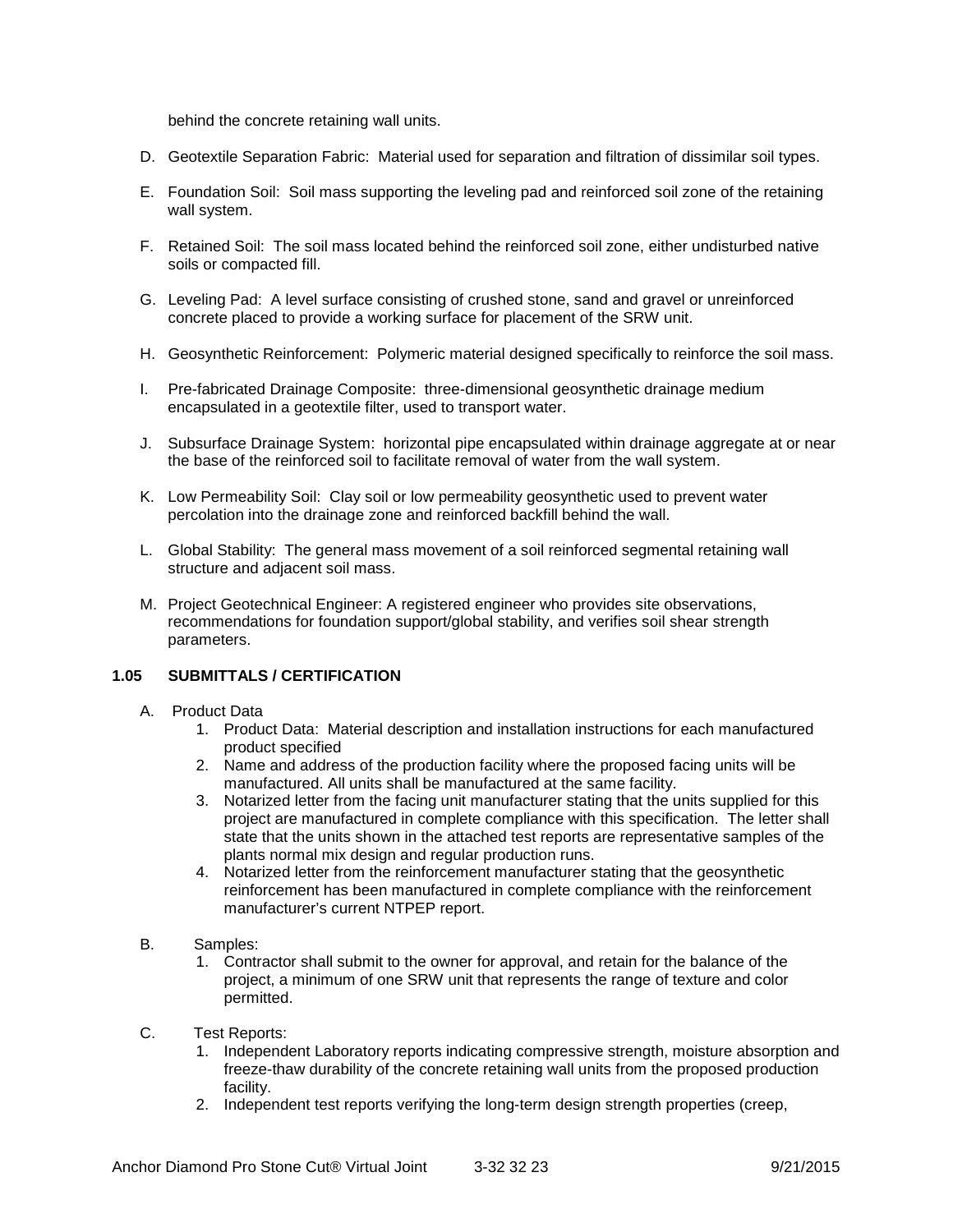behind the concrete retaining wall units.

D. Geotextile Separation Fabric: Material used for separation and filtration of dissimilar soil types.

E. Foundation Soil: Soil mass supporting the leveling pad and reinforced soil zone of the retaining wall system.

F. Retained Soil: The soil mass located behind the reinforced soil zone, either undisturbed native soils or compacted fill.

G. Leveling Pad: A level surface consisting of crushed stone, sand and gravel or unreinforced concrete placed to provide a working surface for placement of the SRW unit.

H. Geosynthetic Reinforcement: Polymeric material designed specifically to reinforce the soil mass.

I. Pre-fabricated Drainage Composite: three-dimensional geosynthetic drainage medium encapsulated in a geotextile filter, used to transport water.

J. Subsurface Drainage System: horizontal pipe encapsulated within drainage aggregate at or near the base of the reinforced soil to facilitate removal of water from the wall system.

K. Low Permeability Soil: Clay soil or low permeability geosynthetic used to prevent water percolation into the drainage zone and reinforced backfill behind the wall.

L. Global Stability: The general mass movement of a soil reinforced segmental retaining wall structure and adjacent soil mass.

M. Project Geotechnical Engineer: A registered engineer who provides site observations, recommendations for foundation support/global stability, and verifies soil shear strength parameters.

### 1.05 SUBMITTALS / CERTIFICATION

A. Product Data

1. Product Data: Material description and installation instructions for each manufactured product specified
2. Name and address of the production facility where the proposed facing units will be manufactured. All units shall be manufactured at the same facility.
3. Notarized letter from the facing unit manufacturer stating that the units supplied for this project are manufactured in complete compliance with this specification. The letter shall state that the units shown in the attached test reports are representative samples of the plants normal mix design and regular production runs.
4. Notarized letter from the reinforcement manufacturer stating that the geosynthetic reinforcement has been manufactured in complete compliance with the reinforcement manufacturer's current NTPEP report.

B. Samples:

1. Contractor shall submit to the owner for approval, and retain for the balance of the project, a minimum of one SRW unit that represents the range of texture and color permitted.

C. Test Reports:

1. Independent Laboratory reports indicating compressive strength, moisture absorption and freeze-thaw durability of the concrete retaining wall units from the proposed production facility.
2. Independent test reports verifying the long-term design strength properties (creep,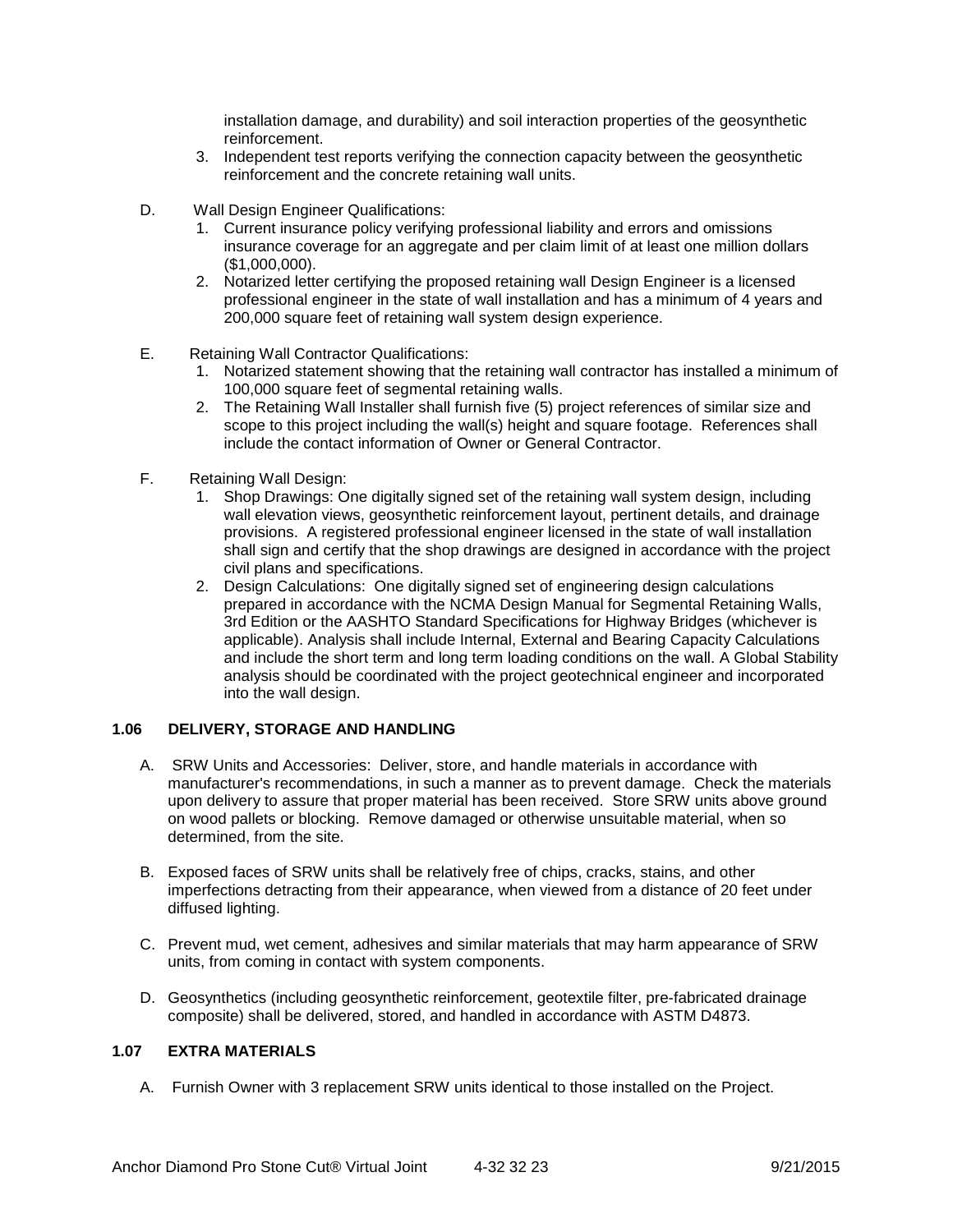installation damage, and durability) and soil interaction properties of the geosynthetic reinforcement.

3. Independent test reports verifying the connection capacity between the geosynthetic reinforcement and the concrete retaining wall units.

D. Wall Design Engineer Qualifications:
   1. Current insurance policy verifying professional liability and errors and omissions insurance coverage for an aggregate and per claim limit of at least one million dollars ($1,000,000).
   2. Notarized letter certifying the proposed retaining wall Design Engineer is a licensed professional engineer in the state of wall installation and has a minimum of 4 years and 200,000 square feet of retaining wall system design experience.

E. Retaining Wall Contractor Qualifications:
   1. Notarized statement showing that the retaining wall contractor has installed a minimum of 100,000 square feet of segmental retaining walls.
   2. The Retaining Wall Installer shall furnish five (5) project references of similar size and scope to this project including the wall(s) height and square footage. References shall include the contact information of Owner or General Contractor.

F. Retaining Wall Design:
   1. Shop Drawings: One digitally signed set of the retaining wall system design, including wall elevation views, geosynthetic reinforcement layout, pertinent details, and drainage provisions. A registered professional engineer licensed in the state of wall installation shall sign and certify that the shop drawings are designed in accordance with the project civil plans and specifications.
   2. Design Calculations: One digitally signed set of engineering design calculations prepared in accordance with the NCMA Design Manual for Segmental Retaining Walls, 3rd Edition or the AASHTO Standard Specifications for Highway Bridges (whichever is applicable). Analysis shall include Internal, External and Bearing Capacity Calculations and include the short term and long term loading conditions on the wall. A Global Stability analysis should be coordinated with the project geotechnical engineer and incorporated into the wall design.

## 1.06 DELIVERY, STORAGE AND HANDLING

A. SRW Units and Accessories: Deliver, store, and handle materials in accordance with manufacturer's recommendations, in such a manner as to prevent damage. Check the materials upon delivery to assure that proper material has been received. Store SRW units above ground on wood pallets or blocking. Remove damaged or otherwise unsuitable material, when so determined, from the site.

B. Exposed faces of SRW units shall be relatively free of chips, cracks, stains, and other imperfections detracting from their appearance, when viewed from a distance of 20 feet under diffused lighting.

C. Prevent mud, wet cement, adhesives and similar materials that may harm appearance of SRW units, from coming in contact with system components.

D. Geosynthetics (including geosynthetic reinforcement, geotextile filter, pre-fabricated drainage composite) shall be delivered, stored, and handled in accordance with ASTM D4873.

## 1.07 EXTRA MATERIALS

A. Furnish Owner with 3 replacement SRW units identical to those installed on the Project.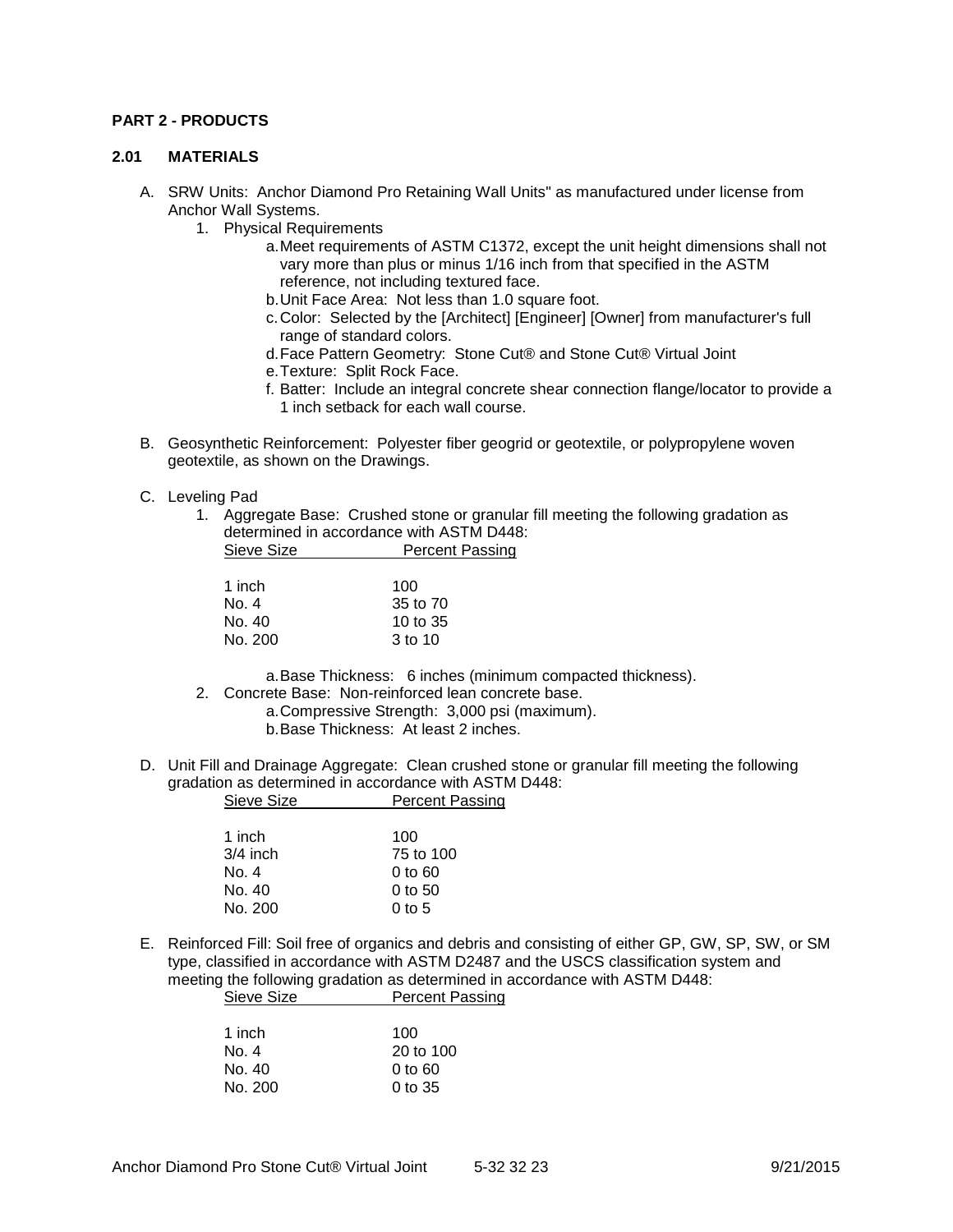## PART 2 - PRODUCTS

### 2.01 MATERIALS

A. SRW Units: Anchor Diamond Pro Retaining Wall Units" as manufactured under license from Anchor Wall Systems.

1. Physical Requirements
   a. Meet requirements of ASTM C1372, except the unit height dimensions shall not vary more than plus or minus 1/16 inch from that specified in the ASTM reference, not including textured face.
   b. Unit Face Area: Not less than 1.0 square foot.
   c. Color: Selected by the [Architect] [Engineer] [Owner] from manufacturer's full range of standard colors.
   d. Face Pattern Geometry: Stone Cut® and Stone Cut® Virtual Joint
   e. Texture: Split Rock Face.
   f. Batter: Include an integral concrete shear connection flange/locator to provide a 1 inch setback for each wall course.

B. Geosynthetic Reinforcement: Polyester fiber geogrid or geotextile, or polypropylene woven geotextile, as shown on the Drawings.

C. Leveling Pad

1. Aggregate Base: Crushed stone or granular fill meeting the following gradation as determined in accordance with ASTM D448:

| Sieve Size | Percent Passing |
|---|---|
| 1 inch | 100 |
| No. 4 | 35 to 70 |
| No. 40 | 10 to 35 |
| No. 200 | 3 to 10 |

   a. Base Thickness: 6 inches (minimum compacted thickness).

2. Concrete Base: Non-reinforced lean concrete base.
   a. Compressive Strength: 3,000 psi (maximum).
   b. Base Thickness: At least 2 inches.

D. Unit Fill and Drainage Aggregate: Clean crushed stone or granular fill meeting the following gradation as determined in accordance with ASTM D448:

| Sieve Size | Percent Passing |
|---|---|
| 1 inch | 100 |
| 3/4 inch | 75 to 100 |
| No. 4 | 0 to 60 |
| No. 40 | 0 to 50 |
| No. 200 | 0 to 5 |

E. Reinforced Fill: Soil free of organics and debris and consisting of either GP, GW, SP, SW, or SM type, classified in accordance with ASTM D2487 and the USCS classification system and meeting the following gradation as determined in accordance with ASTM D448:

| Sieve Size | Percent Passing |
|---|---|
| 1 inch | 100 |
| No. 4 | 20 to 100 |
| No. 40 | 0 to 60 |
| No. 200 | 0 to 35 |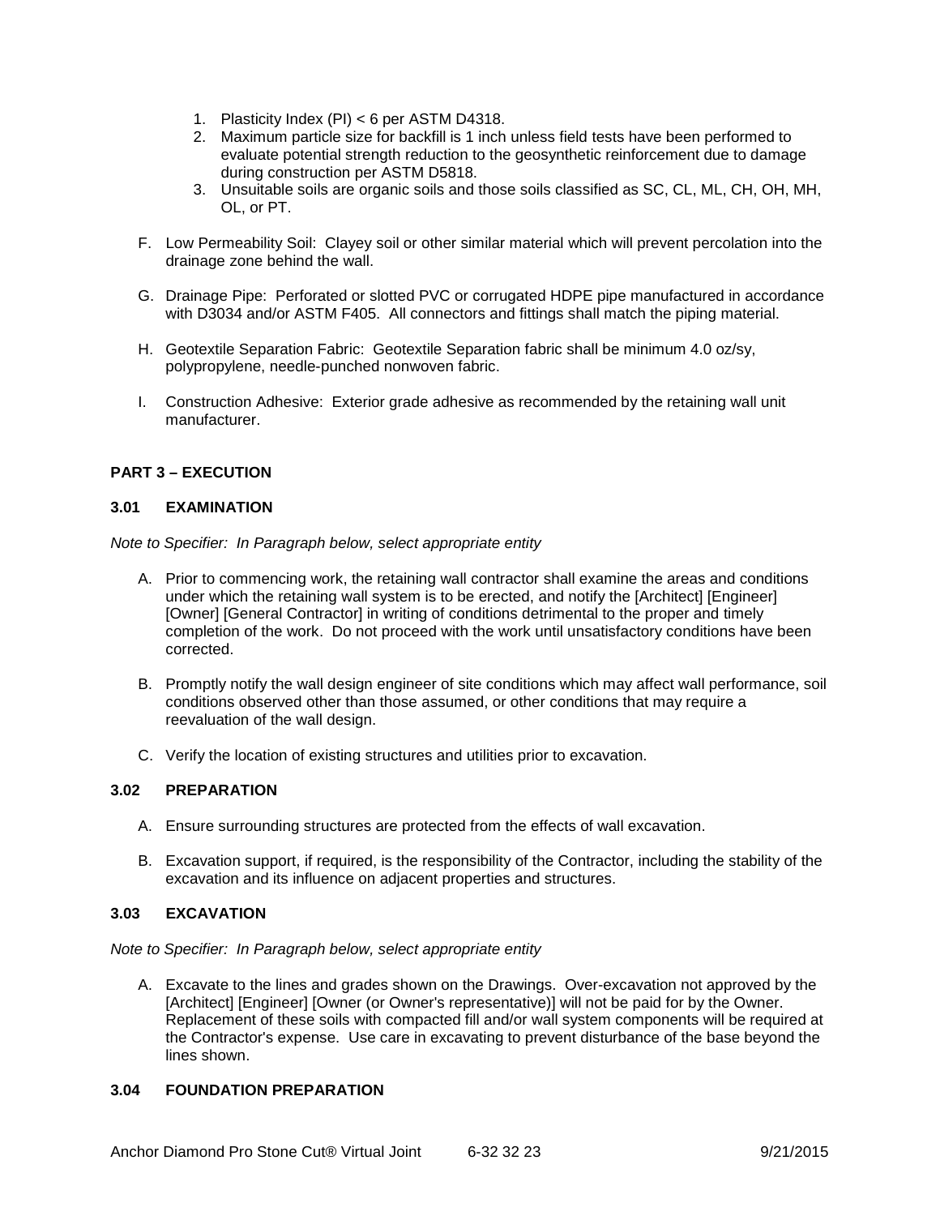1. Plasticity Index (PI) < 6 per ASTM D4318.
2. Maximum particle size for backfill is 1 inch unless field tests have been performed to evaluate potential strength reduction to the geosynthetic reinforcement due to damage during construction per ASTM D5818.
3. Unsuitable soils are organic soils and those soils classified as SC, CL, ML, CH, OH, MH, OL, or PT.

F. Low Permeability Soil: Clayey soil or other similar material which will prevent percolation into the drainage zone behind the wall.

G. Drainage Pipe: Perforated or slotted PVC or corrugated HDPE pipe manufactured in accordance with D3034 and/or ASTM F405. All connectors and fittings shall match the piping material.

H. Geotextile Separation Fabric: Geotextile Separation fabric shall be minimum 4.0 oz/sy, polypropylene, needle-punched nonwoven fabric.

I. Construction Adhesive: Exterior grade adhesive as recommended by the retaining wall unit manufacturer.

## PART 3 – EXECUTION

### 3.01 EXAMINATION

*Note to Specifier: In Paragraph below, select appropriate entity*

A. Prior to commencing work, the retaining wall contractor shall examine the areas and conditions under which the retaining wall system is to be erected, and notify the [Architect] [Engineer] [Owner] [General Contractor] in writing of conditions detrimental to the proper and timely completion of the work. Do not proceed with the work until unsatisfactory conditions have been corrected.

B. Promptly notify the wall design engineer of site conditions which may affect wall performance, soil conditions observed other than those assumed, or other conditions that may require a reevaluation of the wall design.

C. Verify the location of existing structures and utilities prior to excavation.

### 3.02 PREPARATION

A. Ensure surrounding structures are protected from the effects of wall excavation.

B. Excavation support, if required, is the responsibility of the Contractor, including the stability of the excavation and its influence on adjacent properties and structures.

### 3.03 EXCAVATION

*Note to Specifier: In Paragraph below, select appropriate entity*

A. Excavate to the lines and grades shown on the Drawings. Over-excavation not approved by the [Architect] [Engineer] [Owner (or Owner's representative)] will not be paid for by the Owner. Replacement of these soils with compacted fill and/or wall system components will be required at the Contractor's expense. Use care in excavating to prevent disturbance of the base beyond the lines shown.

### 3.04 FOUNDATION PREPARATION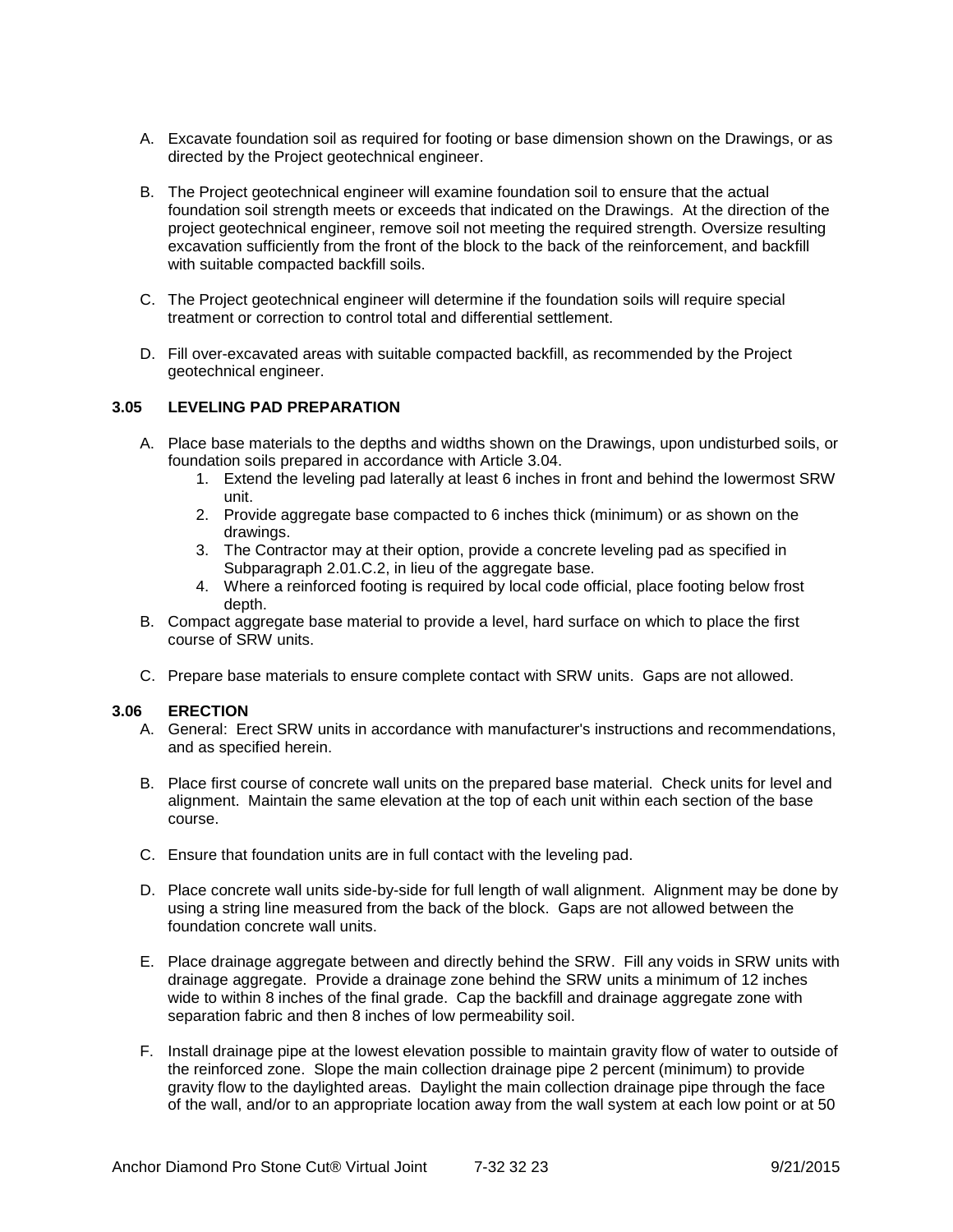A. Excavate foundation soil as required for footing or base dimension shown on the Drawings, or as directed by the Project geotechnical engineer.

B. The Project geotechnical engineer will examine foundation soil to ensure that the actual foundation soil strength meets or exceeds that indicated on the Drawings. At the direction of the project geotechnical engineer, remove soil not meeting the required strength. Oversize resulting excavation sufficiently from the front of the block to the back of the reinforcement, and backfill with suitable compacted backfill soils.

C. The Project geotechnical engineer will determine if the foundation soils will require special treatment or correction to control total and differential settlement.

D. Fill over-excavated areas with suitable compacted backfill, as recommended by the Project geotechnical engineer.

### 3.05 LEVELING PAD PREPARATION

A. Place base materials to the depths and widths shown on the Drawings, upon undisturbed soils, or foundation soils prepared in accordance with Article 3.04.
   1. Extend the leveling pad laterally at least 6 inches in front and behind the lowermost SRW unit.
   2. Provide aggregate base compacted to 6 inches thick (minimum) or as shown on the drawings.
   3. The Contractor may at their option, provide a concrete leveling pad as specified in Subparagraph 2.01.C.2, in lieu of the aggregate base.
   4. Where a reinforced footing is required by local code official, place footing below frost depth.

B. Compact aggregate base material to provide a level, hard surface on which to place the first course of SRW units.

C. Prepare base materials to ensure complete contact with SRW units. Gaps are not allowed.

### 3.06 ERECTION

A. General: Erect SRW units in accordance with manufacturer's instructions and recommendations, and as specified herein.

B. Place first course of concrete wall units on the prepared base material. Check units for level and alignment. Maintain the same elevation at the top of each unit within each section of the base course.

C. Ensure that foundation units are in full contact with the leveling pad.

D. Place concrete wall units side-by-side for full length of wall alignment. Alignment may be done by using a string line measured from the back of the block. Gaps are not allowed between the foundation concrete wall units.

E. Place drainage aggregate between and directly behind the SRW. Fill any voids in SRW units with drainage aggregate. Provide a drainage zone behind the SRW units a minimum of 12 inches wide to within 8 inches of the final grade. Cap the backfill and drainage aggregate zone with separation fabric and then 8 inches of low permeability soil.

F. Install drainage pipe at the lowest elevation possible to maintain gravity flow of water to outside of the reinforced zone. Slope the main collection drainage pipe 2 percent (minimum) to provide gravity flow to the daylighted areas. Daylight the main collection drainage pipe through the face of the wall, and/or to an appropriate location away from the wall system at each low point or at 50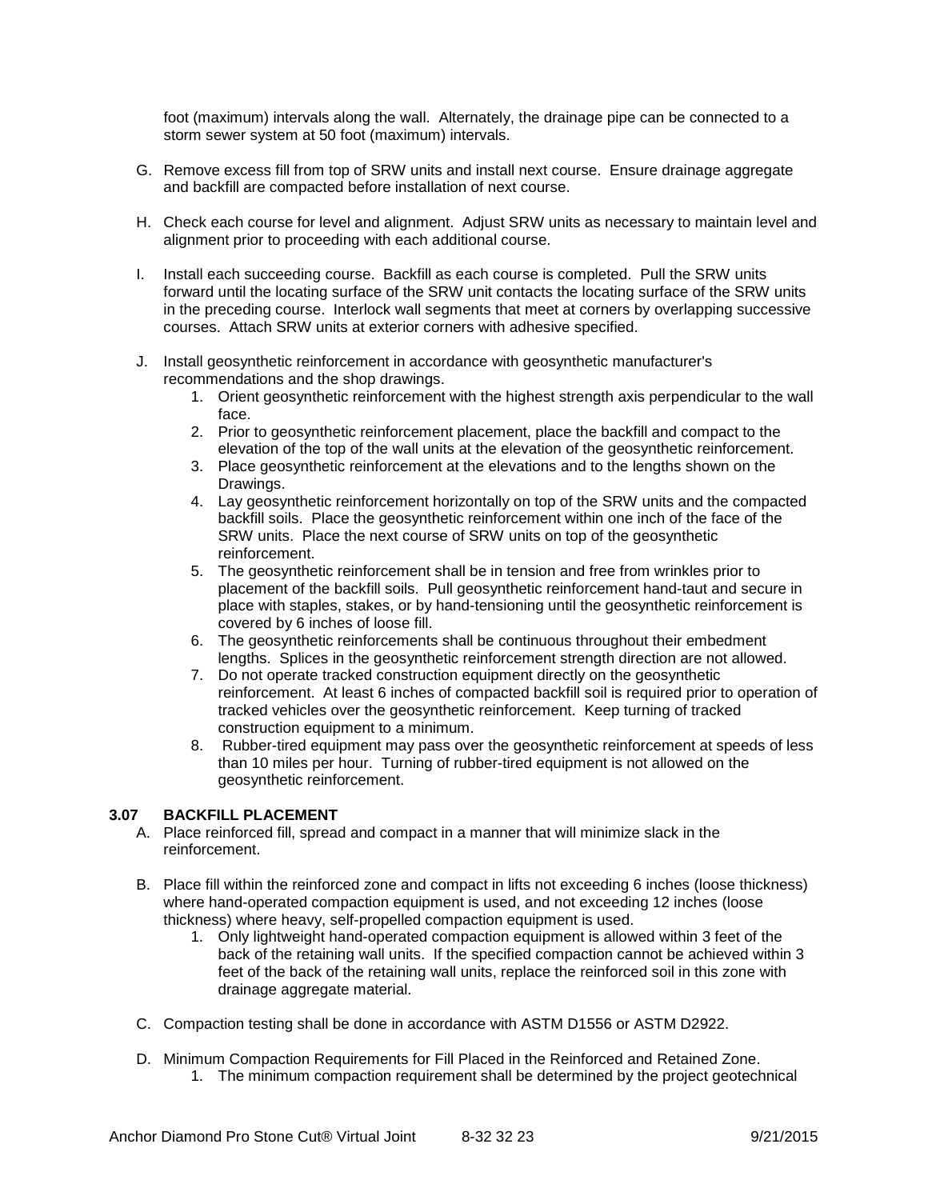foot (maximum) intervals along the wall. Alternately, the drainage pipe can be connected to a storm sewer system at 50 foot (maximum) intervals.

G. Remove excess fill from top of SRW units and install next course. Ensure drainage aggregate and backfill are compacted before installation of next course.

H. Check each course for level and alignment. Adjust SRW units as necessary to maintain level and alignment prior to proceeding with each additional course.

I. Install each succeeding course. Backfill as each course is completed. Pull the SRW units forward until the locating surface of the SRW unit contacts the locating surface of the SRW units in the preceding course. Interlock wall segments that meet at corners by overlapping successive courses. Attach SRW units at exterior corners with adhesive specified.

J. Install geosynthetic reinforcement in accordance with geosynthetic manufacturer's recommendations and the shop drawings.
   1. Orient geosynthetic reinforcement with the highest strength axis perpendicular to the wall face.
   2. Prior to geosynthetic reinforcement placement, place the backfill and compact to the elevation of the top of the wall units at the elevation of the geosynthetic reinforcement.
   3. Place geosynthetic reinforcement at the elevations and to the lengths shown on the Drawings.
   4. Lay geosynthetic reinforcement horizontally on top of the SRW units and the compacted backfill soils. Place the geosynthetic reinforcement within one inch of the face of the SRW units. Place the next course of SRW units on top of the geosynthetic reinforcement.
   5. The geosynthetic reinforcement shall be in tension and free from wrinkles prior to placement of the backfill soils. Pull geosynthetic reinforcement hand-taut and secure in place with staples, stakes, or by hand-tensioning until the geosynthetic reinforcement is covered by 6 inches of loose fill.
   6. The geosynthetic reinforcements shall be continuous throughout their embedment lengths. Splices in the geosynthetic reinforcement strength direction are not allowed.
   7. Do not operate tracked construction equipment directly on the geosynthetic reinforcement. At least 6 inches of compacted backfill soil is required prior to operation of tracked vehicles over the geosynthetic reinforcement. Keep turning of tracked construction equipment to a minimum.
   8. Rubber-tired equipment may pass over the geosynthetic reinforcement at speeds of less than 10 miles per hour. Turning of rubber-tired equipment is not allowed on the geosynthetic reinforcement.

### 3.07 BACKFILL PLACEMENT

A. Place reinforced fill, spread and compact in a manner that will minimize slack in the reinforcement.

B. Place fill within the reinforced zone and compact in lifts not exceeding 6 inches (loose thickness) where hand-operated compaction equipment is used, and not exceeding 12 inches (loose thickness) where heavy, self-propelled compaction equipment is used.
   1. Only lightweight hand-operated compaction equipment is allowed within 3 feet of the back of the retaining wall units. If the specified compaction cannot be achieved within 3 feet of the back of the retaining wall units, replace the reinforced soil in this zone with drainage aggregate material.

C. Compaction testing shall be done in accordance with ASTM D1556 or ASTM D2922.

D. Minimum Compaction Requirements for Fill Placed in the Reinforced and Retained Zone.
   1. The minimum compaction requirement shall be determined by the project geotechnical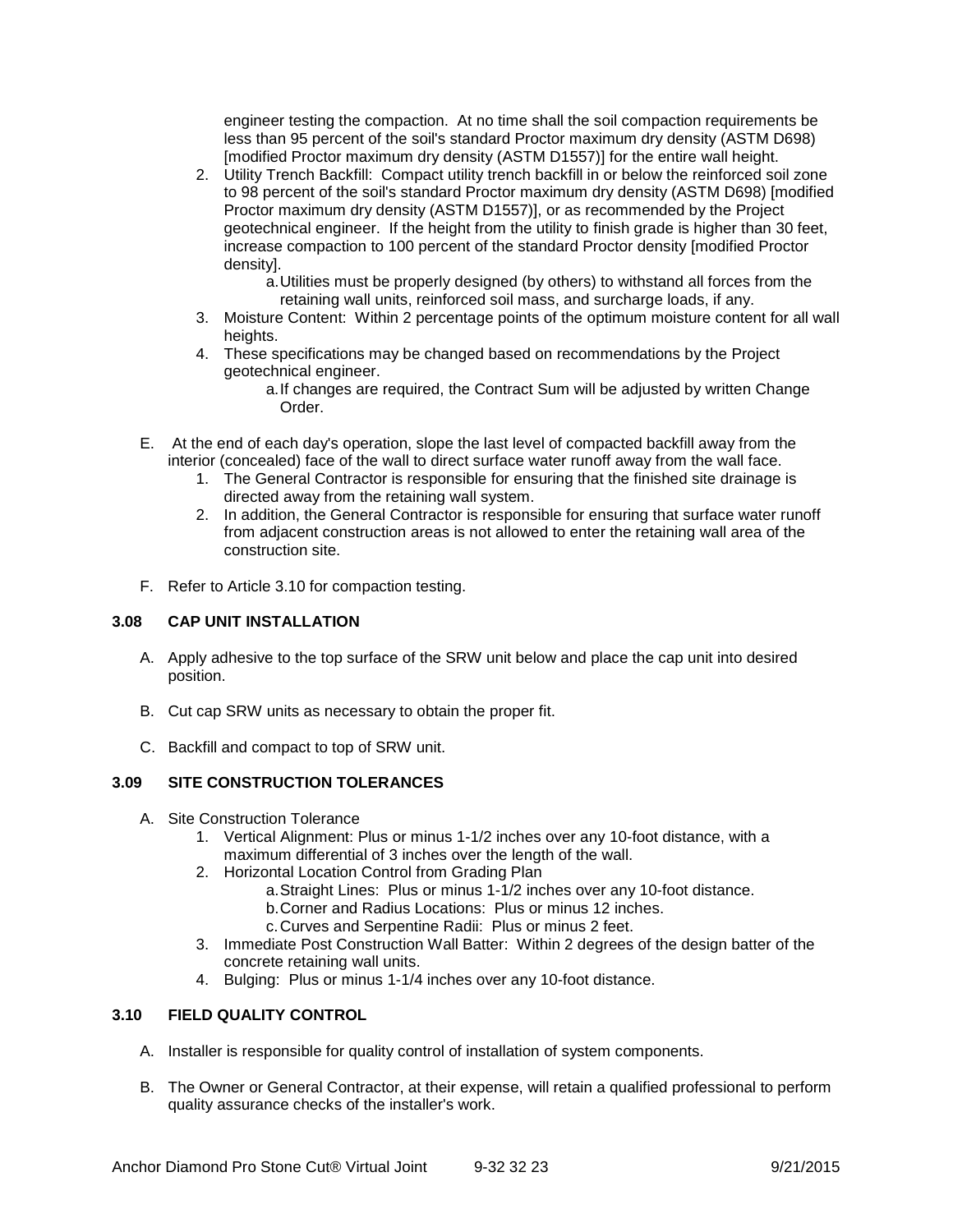engineer testing the compaction. At no time shall the soil compaction requirements be less than 95 percent of the soil's standard Proctor maximum dry density (ASTM D698) [modified Proctor maximum dry density (ASTM D1557)] for the entire wall height.

2. Utility Trench Backfill: Compact utility trench backfill in or below the reinforced soil zone to 98 percent of the soil's standard Proctor maximum dry density (ASTM D698) [modified Proctor maximum dry density (ASTM D1557)], or as recommended by the Project geotechnical engineer. If the height from the utility to finish grade is higher than 30 feet, increase compaction to 100 percent of the standard Proctor density [modified Proctor density].
   a. Utilities must be properly designed (by others) to withstand all forces from the retaining wall units, reinforced soil mass, and surcharge loads, if any.
3. Moisture Content: Within 2 percentage points of the optimum moisture content for all wall heights.
4. These specifications may be changed based on recommendations by the Project geotechnical engineer.
   a. If changes are required, the Contract Sum will be adjusted by written Change Order.

E. At the end of each day's operation, slope the last level of compacted backfill away from the interior (concealed) face of the wall to direct surface water runoff away from the wall face.
   1. The General Contractor is responsible for ensuring that the finished site drainage is directed away from the retaining wall system.
   2. In addition, the General Contractor is responsible for ensuring that surface water runoff from adjacent construction areas is not allowed to enter the retaining wall area of the construction site.

F. Refer to Article 3.10 for compaction testing.

### 3.08 CAP UNIT INSTALLATION

A. Apply adhesive to the top surface of the SRW unit below and place the cap unit into desired position.

B. Cut cap SRW units as necessary to obtain the proper fit.

C. Backfill and compact to top of SRW unit.

### 3.09 SITE CONSTRUCTION TOLERANCES

A. Site Construction Tolerance
   1. Vertical Alignment: Plus or minus 1-1/2 inches over any 10-foot distance, with a maximum differential of 3 inches over the length of the wall.
   2. Horizontal Location Control from Grading Plan
      a. Straight Lines: Plus or minus 1-1/2 inches over any 10-foot distance.
      b. Corner and Radius Locations: Plus or minus 12 inches.
      c. Curves and Serpentine Radii: Plus or minus 2 feet.
   3. Immediate Post Construction Wall Batter: Within 2 degrees of the design batter of the concrete retaining wall units.
   4. Bulging: Plus or minus 1-1/4 inches over any 10-foot distance.

### 3.10 FIELD QUALITY CONTROL

A. Installer is responsible for quality control of installation of system components.

B. The Owner or General Contractor, at their expense, will retain a qualified professional to perform quality assurance checks of the installer's work.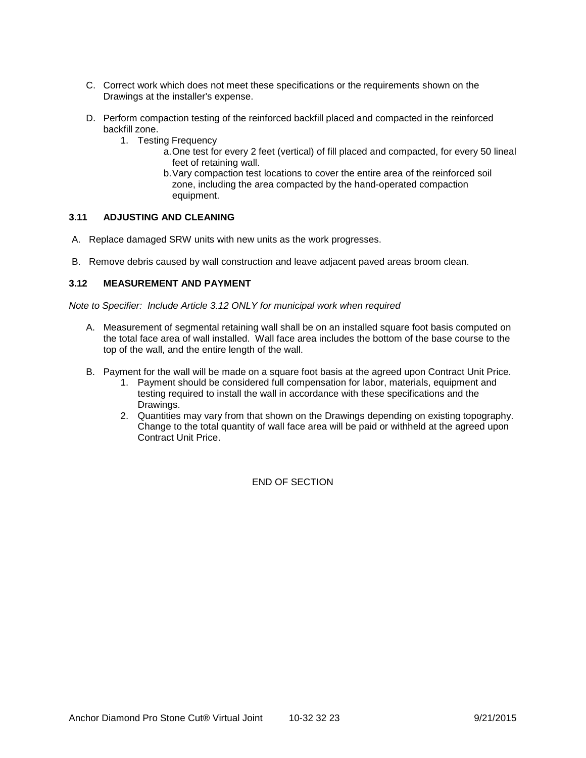C. Correct work which does not meet these specifications or the requirements shown on the Drawings at the installer's expense.

D. Perform compaction testing of the reinforced backfill placed and compacted in the reinforced backfill zone.
   1. Testing Frequency
      a. One test for every 2 feet (vertical) of fill placed and compacted, for every 50 lineal feet of retaining wall.
      b. Vary compaction test locations to cover the entire area of the reinforced soil zone, including the area compacted by the hand-operated compaction equipment.

### 3.11 ADJUSTING AND CLEANING

A. Replace damaged SRW units with new units as the work progresses.

B. Remove debris caused by wall construction and leave adjacent paved areas broom clean.

### 3.12 MEASUREMENT AND PAYMENT

*Note to Specifier: Include Article 3.12 ONLY for municipal work when required*

A. Measurement of segmental retaining wall shall be on an installed square foot basis computed on the total face area of wall installed. Wall face area includes the bottom of the base course to the top of the wall, and the entire length of the wall.

B. Payment for the wall will be made on a square foot basis at the agreed upon Contract Unit Price.
   1. Payment should be considered full compensation for labor, materials, equipment and testing required to install the wall in accordance with these specifications and the Drawings.
   2. Quantities may vary from that shown on the Drawings depending on existing topography. Change to the total quantity of wall face area will be paid or withheld at the agreed upon Contract Unit Price.

END OF SECTION